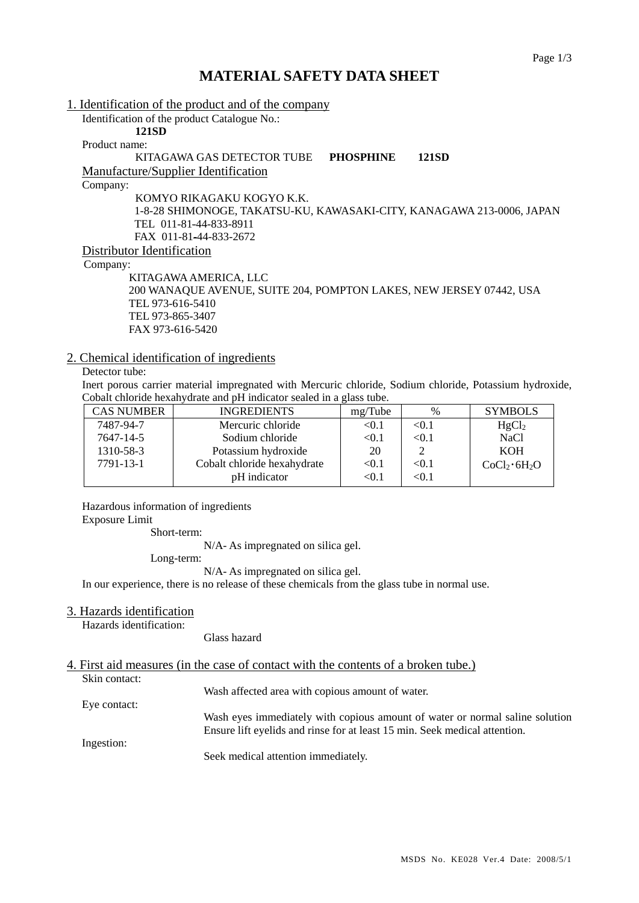# MATERIAL SAFETY DATA SHEET

## 1. Identification of the product and of the company

Identification of the product Catalogue No.:

**121SD**

Product name:

KITAGAWA GAS DETECTOR TUBE **PHOSPHINE 121SD**

### Manufacture/Supplier Identification

Company:

KOMYO RIKAGAKU KOGYO K.K.
1-8-28 SHIMONOGE, TAKATSU-KU, KAWASAKI-CITY, KANAGAWA 213-0006, JAPAN
TEL 011-81-44-833-8911
FAX 011-81-44-833-2672

### Distributor Identification

Company:

KITAGAWA AMERICA, LLC
200 WANAQUE AVENUE, SUITE 204, POMPTON LAKES, NEW JERSEY 07442, USA
TEL 973-616-5410
TEL 973-865-3407
FAX 973-616-5420

## 2. Chemical identification of ingredients

Detector tube:

Inert porous carrier material impregnated with Mercuric chloride, Sodium chloride, Potassium hydroxide, Cobalt chloride hexahydrate and pH indicator sealed in a glass tube.

| CAS NUMBER | INGREDIENTS | mg/Tube | % | SYMBOLS |
|---|---|---|---|---|
| 7487-94-7 | Mercuric chloride | <0.1 | <0.1 | $HgCl_2$ |
| 7647-14-5 | Sodium chloride | <0.1 | <0.1 | NaCl |
| 1310-58-3 | Potassium hydroxide | 20 | 2 | KOH |
| 7791-13-1 | Cobalt chloride hexahydrate | <0.1 | <0.1 | $CoCl_2 \cdot 6H_2O$ |
| | pH indicator | <0.1 | <0.1 | |

Hazardous information of ingredients

Exposure Limit

Short-term:

N/A- As impregnated on silica gel.

Long-term:

N/A- As impregnated on silica gel.

In our experience, there is no release of these chemicals from the glass tube in normal use.

## 3. Hazards identification

Hazards identification:

Glass hazard

## 4. First aid measures (in the case of contact with the contents of a broken tube.)

Skin contact:

Wash affected area with copious amount of water.

Eye contact:

Wash eyes immediately with copious amount of water or normal saline solution Ensure lift eyelids and rinse for at least 15 min. Seek medical attention.

Ingestion:

Seek medical attention immediately.

MSDS No. KE028 Ver.4 Date: 2008/5/1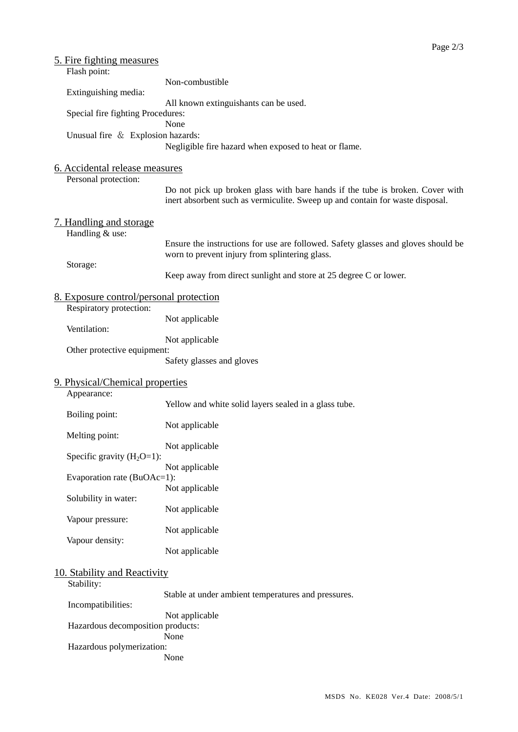## 5. Fire fighting measures

Flash point:

Non-combustible

Extinguishing media:

All known extinguishants can be used.

Special fire fighting Procedures:

None

Unusual fire ＆ Explosion hazards:

Negligible fire hazard when exposed to heat or flame.

## 6. Accidental release measures

Personal protection:

Do not pick up broken glass with bare hands if the tube is broken. Cover with inert absorbent such as vermiculite. Sweep up and contain for waste disposal.

## 7. Handling and storage

Handling & use:

Ensure the instructions for use are followed. Safety glasses and gloves should be worn to prevent injury from splintering glass.

Storage:

Keep away from direct sunlight and store at 25 degree C or lower.

## 8. Exposure control/personal protection

Respiratory protection:

Not applicable

Ventilation:

Not applicable

Other protective equipment:

Safety glasses and gloves

## 9. Physical/Chemical properties

Appearance:

Yellow and white solid layers sealed in a glass tube.

Boiling point:

Not applicable

Melting point:

Not applicable

Specific gravity ($H_2O$=1):

Not applicable

Evaporation rate (BuOAc=1):

Not applicable

Solubility in water:

Not applicable

Vapour pressure:

Not applicable

Vapour density:

Not applicable

## 10. Stability and Reactivity

Stability:

Stable at under ambient temperatures and pressures.

Incompatibilities:

Not applicable

Hazardous decomposition products:

None

Hazardous polymerization:

None

MSDS No. KE028 Ver.4 Date: 2008/5/1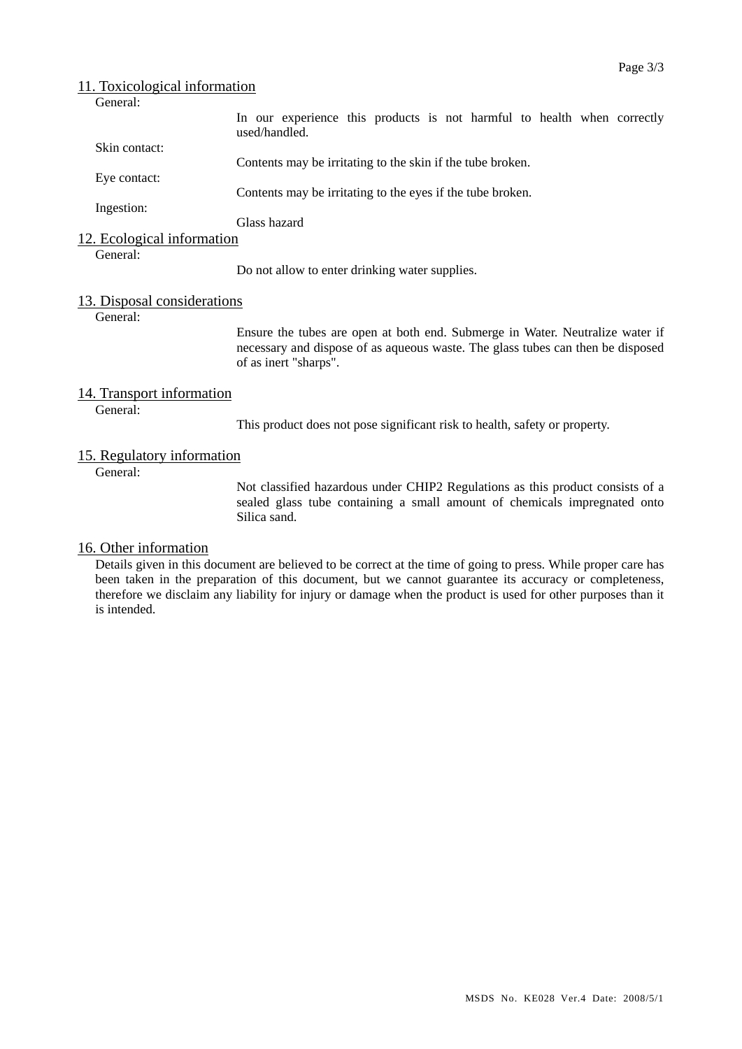## 11. Toxicological information

General:

In our experience this products is not harmful to health when correctly used/handled.

Skin contact:

Contents may be irritating to the skin if the tube broken.

Eye contact:

Contents may be irritating to the eyes if the tube broken.

Ingestion:

Glass hazard

## 12. Ecological information

General:

Do not allow to enter drinking water supplies.

## 13. Disposal considerations

General:

Ensure the tubes are open at both end. Submerge in Water. Neutralize water if necessary and dispose of as aqueous waste. The glass tubes can then be disposed of as inert "sharps".

## 14. Transport information

General:

This product does not pose significant risk to health, safety or property.

## 15. Regulatory information

General:

Not classified hazardous under CHIP2 Regulations as this product consists of a sealed glass tube containing a small amount of chemicals impregnated onto Silica sand.

## 16. Other information

Details given in this document are believed to be correct at the time of going to press. While proper care has been taken in the preparation of this document, but we cannot guarantee its accuracy or completeness, therefore we disclaim any liability for injury or damage when the product is used for other purposes than it is intended.

MSDS No. KE028 Ver.4 Date: 2008/5/1